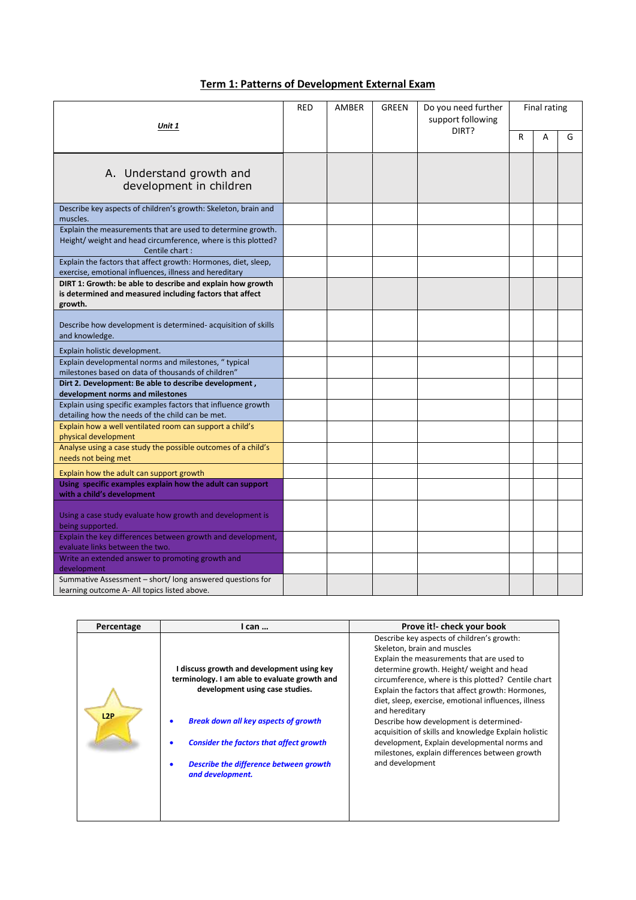## Term 1: Patterns of Development External Exam

| *Unit 1* | RED | AMBER | GREEN | Do you need further support following DIRT? | Final rating | | |
|---|---|---|---|---|---|---|---|
| | | | | | R | A | G |
| A. Understand growth and development in children | | | | | | | |
| Describe key aspects of children's growth: Skeleton, brain and muscles. | | | | | | | |
| Explain the measurements that are used to determine growth. Height/ weight and head circumference, where is this plotted? Centile chart : | | | | | | | |
| Explain the factors that affect growth: Hormones, diet, sleep, exercise, emotional influences, illness and hereditary | | | | | | | |
| **DIRT 1: Growth: be able to describe and explain how growth is determined and measured including factors that affect growth.** | | | | | | | |
| Describe how development is determined- acquisition of skills and knowledge. | | | | | | | |
| Explain holistic development. | | | | | | | |
| Explain developmental norms and milestones, " typical milestones based on data of thousands of children" | | | | | | | |
| **Dirt 2. Development: Be able to describe development , development norms and milestones** | | | | | | | |
| Explain using specific examples factors that influence growth detailing how the needs of the child can be met. | | | | | | | |
| Explain how a well ventilated room can support a child's physical development | | | | | | | |
| Analyse using a case study the possible outcomes of a child's needs not being met | | | | | | | |
| Explain how the adult can support growth | | | | | | | |
| **Using specific examples explain how the adult can support with a child's development** | | | | | | | |
| Using a case study evaluate how growth and development is being supported. | | | | | | | |
| Explain the key differences between growth and development, evaluate links between the two. | | | | | | | |
| Write an extended answer to promoting growth and development | | | | | | | |
| Summative Assessment – short/ long answered questions for learning outcome A- All topics listed above. | | | | | | | |

| Percentage | I can … | Prove it!- check your book |
|---|---|---|
| L2P | **I discuss growth and development using key terminology. I am able to evaluate growth and development using case studies.**<br>• ***Break down all key aspects of growth***<br>• ***Consider the factors that affect growth***<br>• ***Describe the difference between growth and development.*** | Describe key aspects of children's growth: Skeleton, brain and muscles<br>Explain the measurements that are used to determine growth. Height/ weight and head circumference, where is this plotted? Centile chart<br>Explain the factors that affect growth: Hormones, diet, sleep, exercise, emotional influences, illness and hereditary<br>Describe how development is determined- acquisition of skills and knowledge Explain holistic development, Explain developmental norms and milestones, explain differences between growth and development |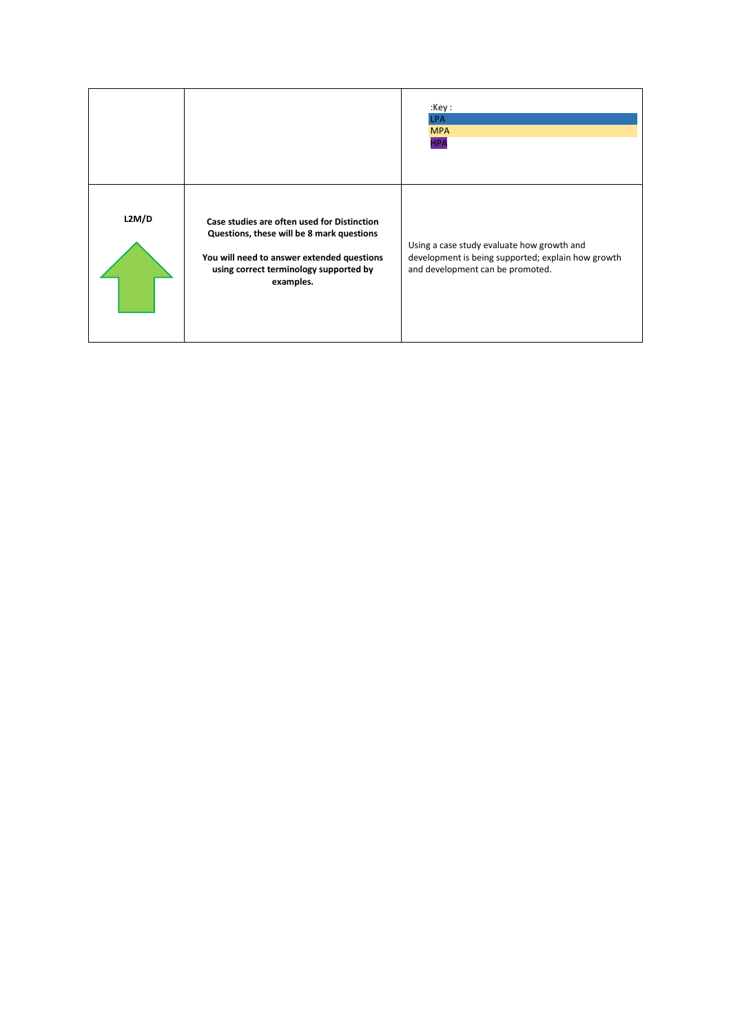| | | |
|---|---|---|
| | | :Key :<br>LPA<br>MPA<br>HPA |
| **L2M/D** | **Case studies are often used for Distinction Questions, these will be 8 mark questions**<br><br>**You will need to answer extended questions using correct terminology supported by examples.** | Using a case study evaluate how growth and development is being supported; explain how growth and development can be promoted. |